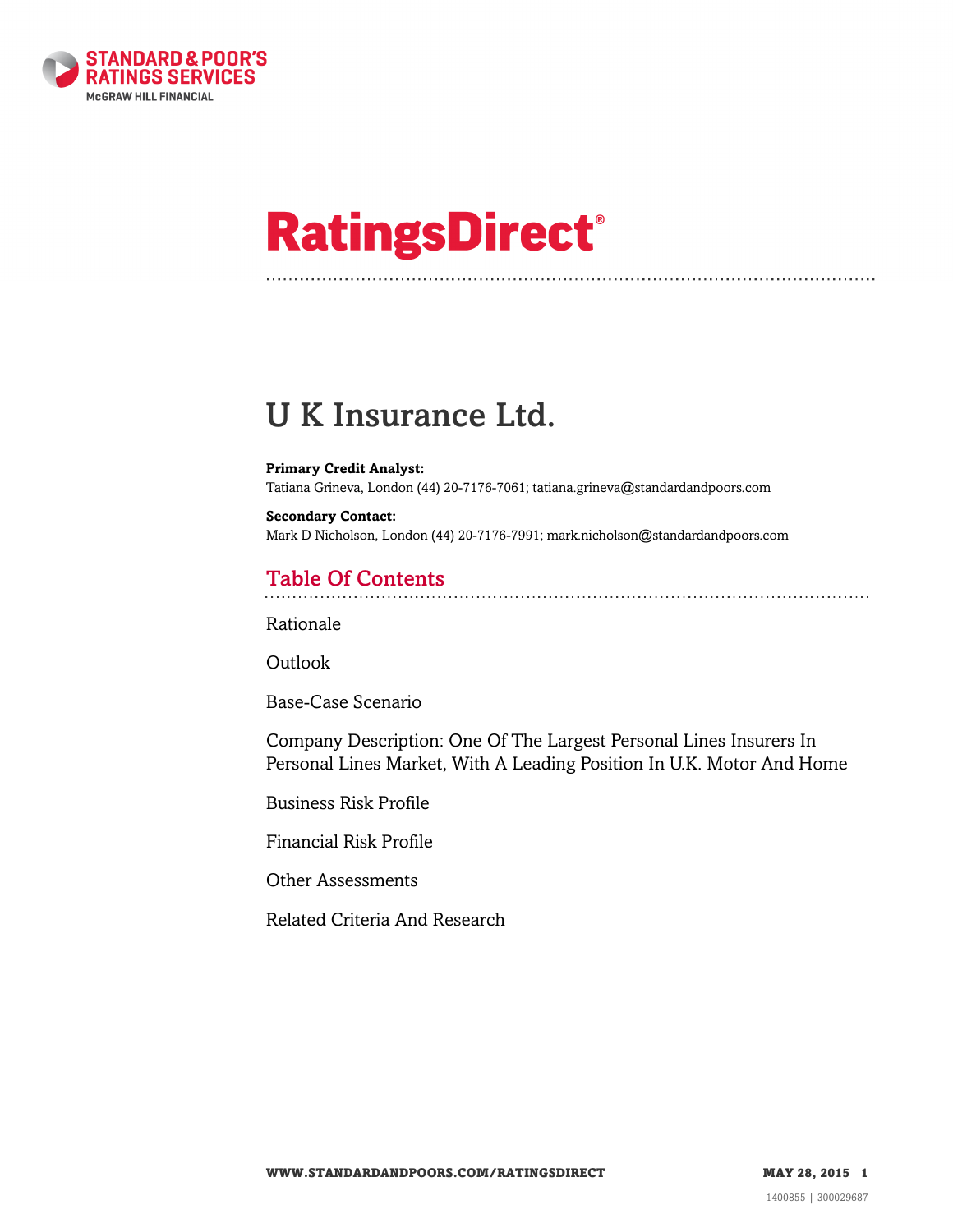# RatingsDirect®

# U K Insurance Ltd.

**Primary Credit Analyst:**
Tatiana Grineva, London (44) 20-7176-7061; tatiana.grineva@standardandpoors.com

**Secondary Contact:**
Mark D Nicholson, London (44) 20-7176-7991; mark.nicholson@standardandpoors.com

## Table Of Contents

Rationale

Outlook

Base-Case Scenario

Company Description: One Of The Largest Personal Lines Insurers In Personal Lines Market, With A Leading Position In U.K. Motor And Home

Business Risk Profile

Financial Risk Profile

Other Assessments

Related Criteria And Research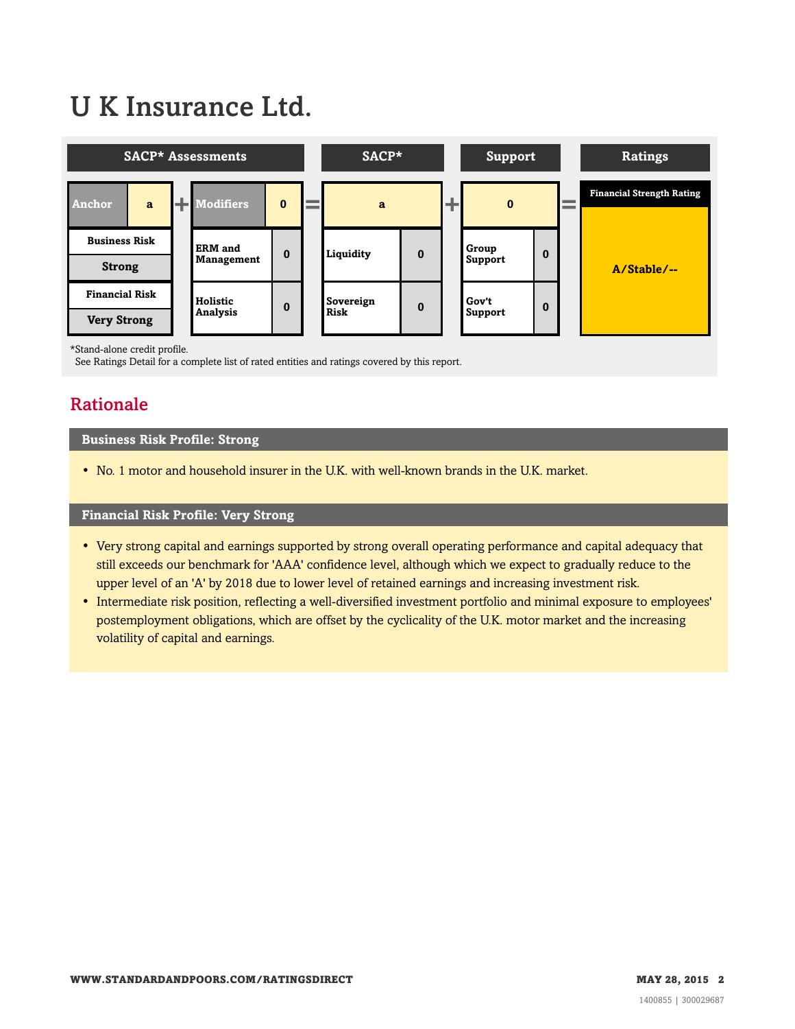# U K Insurance Ltd.

| SACP* Assessments | | | | SACP* | | Support | | Ratings |
|---|---|---|---|---|---|---|---|---|
| Anchor | a | Modifiers | 0 | a | | 0 | | Financial Strength Rating |
| Business Risk | Strong | ERM and Management | 0 | Liquidity | 0 | Group Support | 0 | A/Stable/-- |
| Financial Risk | Very Strong | Holistic Analysis | 0 | Sovereign Risk | 0 | Gov't Support | 0 | |

*Stand-alone credit profile.
See Ratings Detail for a complete list of rated entities and ratings covered by this report.

## Rationale

### Business Risk Profile: Strong

- No. 1 motor and household insurer in the U.K. with well-known brands in the U.K. market.

### Financial Risk Profile: Very Strong

- Very strong capital and earnings supported by strong overall operating performance and capital adequacy that still exceeds our benchmark for 'AAA' confidence level, although which we expect to gradually reduce to the upper level of an 'A' by 2018 due to lower level of retained earnings and increasing investment risk.
- Intermediate risk position, reflecting a well-diversified investment portfolio and minimal exposure to employees' postemployment obligations, which are offset by the cyclicality of the U.K. motor market and the increasing volatility of capital and earnings.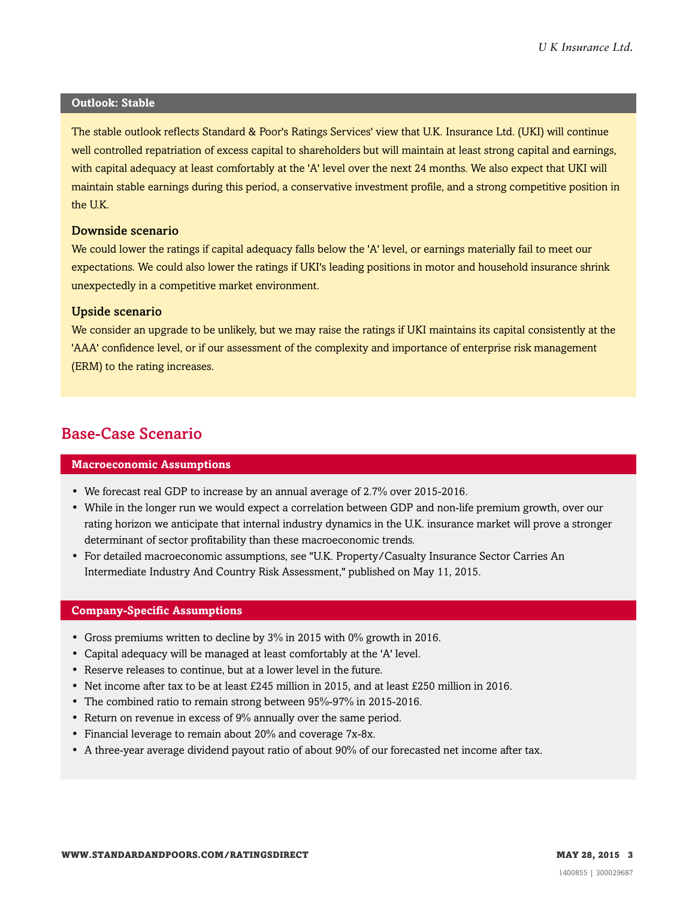## Outlook: Stable

The stable outlook reflects Standard & Poor's Ratings Services' view that U.K. Insurance Ltd. (UKI) will continue well controlled repatriation of excess capital to shareholders but will maintain at least strong capital and earnings, with capital adequacy at least comfortably at the 'A' level over the next 24 months. We also expect that UKI will maintain stable earnings during this period, a conservative investment profile, and a strong competitive position in the U.K.

### Downside scenario

We could lower the ratings if capital adequacy falls below the 'A' level, or earnings materially fail to meet our expectations. We could also lower the ratings if UKI's leading positions in motor and household insurance shrink unexpectedly in a competitive market environment.

### Upside scenario

We consider an upgrade to be unlikely, but we may raise the ratings if UKI maintains its capital consistently at the 'AAA' confidence level, or if our assessment of the complexity and importance of enterprise risk management (ERM) to the rating increases.

# Base-Case Scenario

## Macroeconomic Assumptions

- We forecast real GDP to increase by an annual average of 2.7% over 2015-2016.
- While in the longer run we would expect a correlation between GDP and non-life premium growth, over our rating horizon we anticipate that internal industry dynamics in the U.K. insurance market will prove a stronger determinant of sector profitability than these macroeconomic trends.
- For detailed macroeconomic assumptions, see "U.K. Property/Casualty Insurance Sector Carries An Intermediate Industry And Country Risk Assessment," published on May 11, 2015.

## Company-Specific Assumptions

- Gross premiums written to decline by 3% in 2015 with 0% growth in 2016.
- Capital adequacy will be managed at least comfortably at the 'A' level.
- Reserve releases to continue, but at a lower level in the future.
- Net income after tax to be at least £245 million in 2015, and at least £250 million in 2016.
- The combined ratio to remain strong between 95%-97% in 2015-2016.
- Return on revenue in excess of 9% annually over the same period.
- Financial leverage to remain about 20% and coverage 7x-8x.
- A three-year average dividend payout ratio of about 90% of our forecasted net income after tax.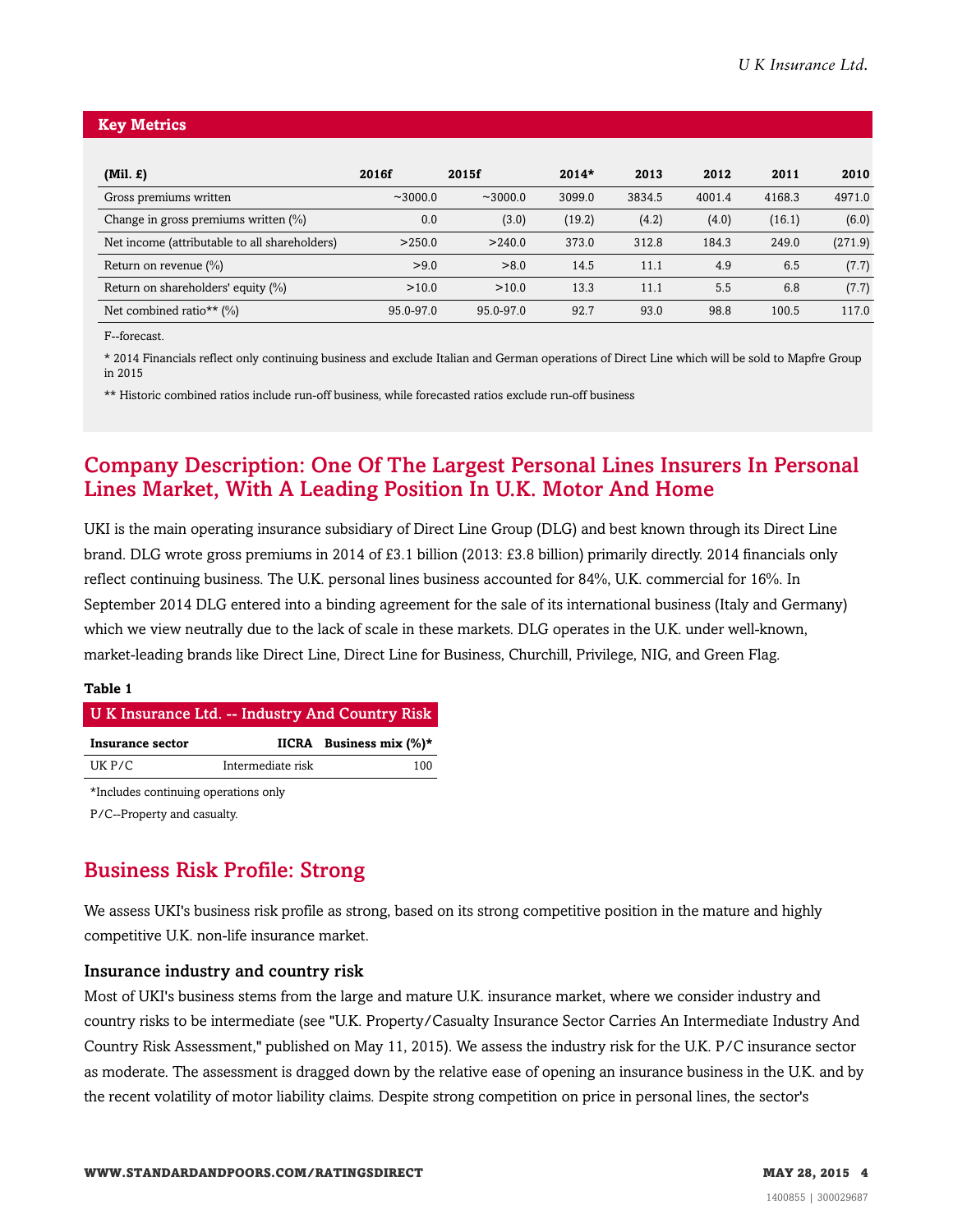## Key Metrics

| (Mil. £) | 2016f | 2015f | 2014* | 2013 | 2012 | 2011 | 2010 |
|---|---|---|---|---|---|---|---|
| Gross premiums written | ~3000.0 | ~3000.0 | 3099.0 | 3834.5 | 4001.4 | 4168.3 | 4971.0 |
| Change in gross premiums written (%) | 0.0 | (3.0) | (19.2) | (4.2) | (4.0) | (16.1) | (6.0) |
| Net income (attributable to all shareholders) | >250.0 | >240.0 | 373.0 | 312.8 | 184.3 | 249.0 | (271.9) |
| Return on revenue (%) | >9.0 | >8.0 | 14.5 | 11.1 | 4.9 | 6.5 | (7.7) |
| Return on shareholders' equity (%) | >10.0 | >10.0 | 13.3 | 11.1 | 5.5 | 6.8 | (7.7) |
| Net combined ratio** (%) | 95.0-97.0 | 95.0-97.0 | 92.7 | 93.0 | 98.8 | 100.5 | 117.0 |

F--forecast.

* 2014 Financials reflect only continuing business and exclude Italian and German operations of Direct Line which will be sold to Mapfre Group in 2015

** Historic combined ratios include run-off business, while forecasted ratios exclude run-off business

## Company Description: One Of The Largest Personal Lines Insurers In Personal Lines Market, With A Leading Position In U.K. Motor And Home

UKI is the main operating insurance subsidiary of Direct Line Group (DLG) and best known through its Direct Line brand. DLG wrote gross premiums in 2014 of £3.1 billion (2013: £3.8 billion) primarily directly. 2014 financials only reflect continuing business. The U.K. personal lines business accounted for 84%, U.K. commercial for 16%. In September 2014 DLG entered into a binding agreement for the sale of its international business (Italy and Germany) which we view neutrally due to the lack of scale in these markets. DLG operates in the U.K. under well-known, market-leading brands like Direct Line, Direct Line for Business, Churchill, Privilege, NIG, and Green Flag.

**Table 1**

| U K Insurance Ltd. -- Industry And Country Risk | | |
|---|---|---|
| **Insurance sector** | **IICRA** | **Business mix (%)*** |
| UK P/C | Intermediate risk | 100 |

*Includes continuing operations only

P/C--Property and casualty.

## Business Risk Profile: Strong

We assess UKI's business risk profile as strong, based on its strong competitive position in the mature and highly competitive U.K. non-life insurance market.

### Insurance industry and country risk

Most of UKI's business stems from the large and mature U.K. insurance market, where we consider industry and country risks to be intermediate (see "U.K. Property/Casualty Insurance Sector Carries An Intermediate Industry And Country Risk Assessment," published on May 11, 2015). We assess the industry risk for the U.K. P/C insurance sector as moderate. The assessment is dragged down by the relative ease of opening an insurance business in the U.K. and by the recent volatility of motor liability claims. Despite strong competition on price in personal lines, the sector's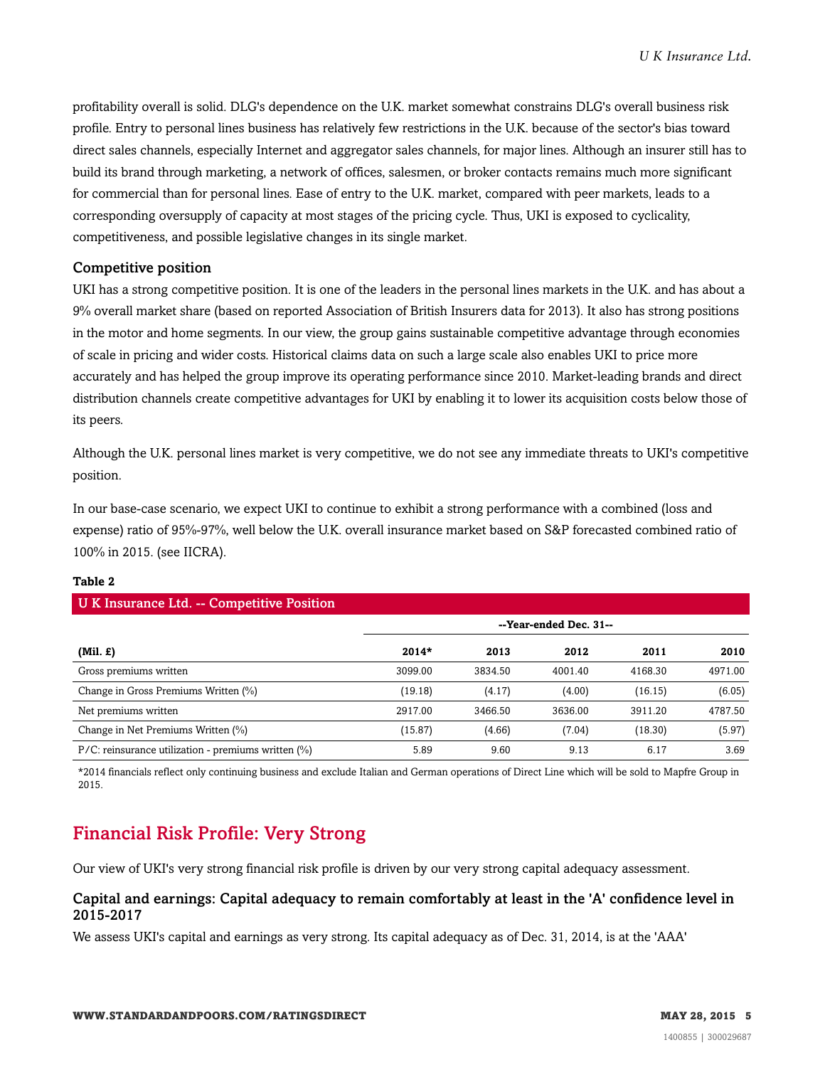profitability overall is solid. DLG's dependence on the U.K. market somewhat constrains DLG's overall business risk profile. Entry to personal lines business has relatively few restrictions in the U.K. because of the sector's bias toward direct sales channels, especially Internet and aggregator sales channels, for major lines. Although an insurer still has to build its brand through marketing, a network of offices, salesmen, or broker contacts remains much more significant for commercial than for personal lines. Ease of entry to the U.K. market, compared with peer markets, leads to a corresponding oversupply of capacity at most stages of the pricing cycle. Thus, UKI is exposed to cyclicality, competitiveness, and possible legislative changes in its single market.

### Competitive position

UKI has a strong competitive position. It is one of the leaders in the personal lines markets in the U.K. and has about a 9% overall market share (based on reported Association of British Insurers data for 2013). It also has strong positions in the motor and home segments. In our view, the group gains sustainable competitive advantage through economies of scale in pricing and wider costs. Historical claims data on such a large scale also enables UKI to price more accurately and has helped the group improve its operating performance since 2010. Market-leading brands and direct distribution channels create competitive advantages for UKI by enabling it to lower its acquisition costs below those of its peers.

Although the U.K. personal lines market is very competitive, we do not see any immediate threats to UKI's competitive position.

In our base-case scenario, we expect UKI to continue to exhibit a strong performance with a combined (loss and expense) ratio of 95%-97%, well below the U.K. overall insurance market based on S&P forecasted combined ratio of 100% in 2015. (see IICRA).

**Table 2**

**U K Insurance Ltd. -- Competitive Position**

| | --Year-ended Dec. 31-- | | | | |
|---|---|---|---|---|---|
| **(Mil. £)** | **2014*** | **2013** | **2012** | **2011** | **2010** |
| Gross premiums written | 3099.00 | 3834.50 | 4001.40 | 4168.30 | 4971.00 |
| Change in Gross Premiums Written (%) | (19.18) | (4.17) | (4.00) | (16.15) | (6.05) |
| Net premiums written | 2917.00 | 3466.50 | 3636.00 | 3911.20 | 4787.50 |
| Change in Net Premiums Written (%) | (15.87) | (4.66) | (7.04) | (18.30) | (5.97) |
| P/C: reinsurance utilization - premiums written (%) | 5.89 | 9.60 | 9.13 | 6.17 | 3.69 |

*2014 financials reflect only continuing business and exclude Italian and German operations of Direct Line which will be sold to Mapfre Group in 2015.

## Financial Risk Profile: Very Strong

Our view of UKI's very strong financial risk profile is driven by our very strong capital adequacy assessment.

### Capital and earnings: Capital adequacy to remain comfortably at least in the 'A' confidence level in 2015-2017

We assess UKI's capital and earnings as very strong. Its capital adequacy as of Dec. 31, 2014, is at the 'AAA'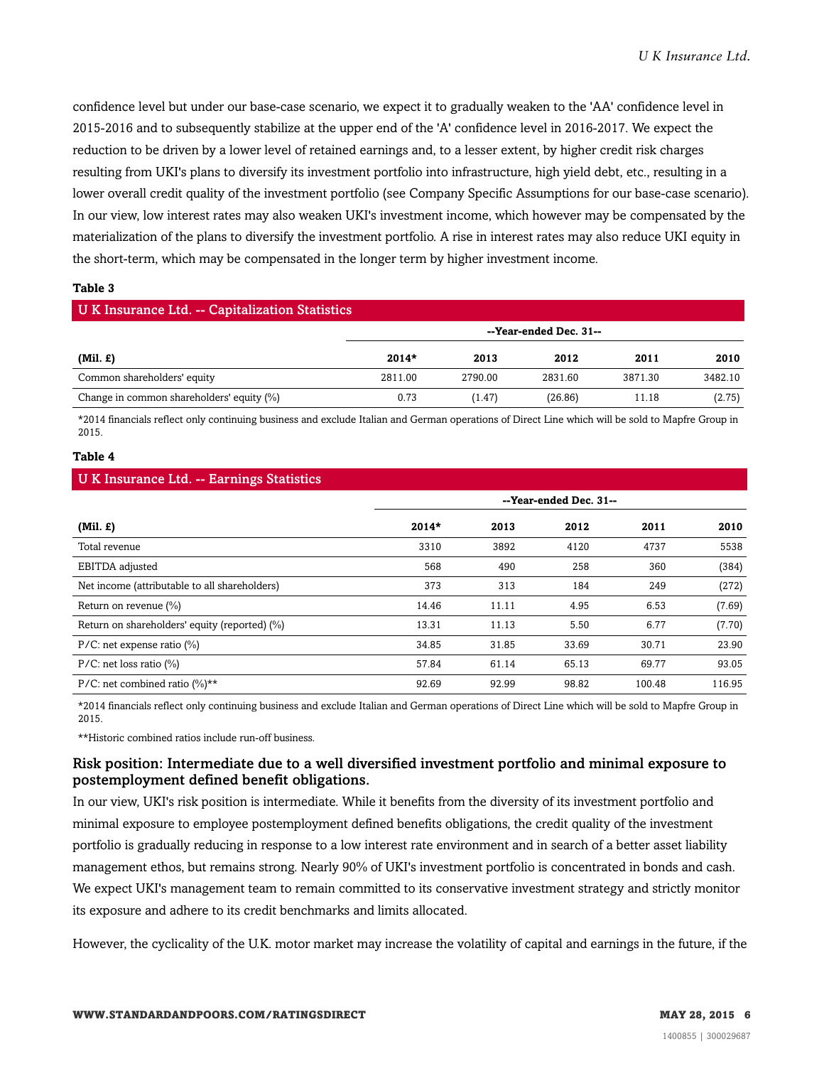confidence level but under our base-case scenario, we expect it to gradually weaken to the 'AA' confidence level in 2015-2016 and to subsequently stabilize at the upper end of the 'A' confidence level in 2016-2017. We expect the reduction to be driven by a lower level of retained earnings and, to a lesser extent, by higher credit risk charges resulting from UKI's plans to diversify its investment portfolio into infrastructure, high yield debt, etc., resulting in a lower overall credit quality of the investment portfolio (see Company Specific Assumptions for our base-case scenario). In our view, low interest rates may also weaken UKI's investment income, which however may be compensated by the materialization of the plans to diversify the investment portfolio. A rise in interest rates may also reduce UKI equity in the short-term, which may be compensated in the longer term by higher investment income.

**Table 3**

**U K Insurance Ltd. -- Capitalization Statistics**

| | --Year-ended Dec. 31-- | | | | |
|---|---|---|---|---|---|
| **(Mil. £)** | **2014*** | **2013** | **2012** | **2011** | **2010** |
| Common shareholders' equity | 2811.00 | 2790.00 | 2831.60 | 3871.30 | 3482.10 |
| Change in common shareholders' equity (%) | 0.73 | (1.47) | (26.86) | 11.18 | (2.75) |

*2014 financials reflect only continuing business and exclude Italian and German operations of Direct Line which will be sold to Mapfre Group in 2015.

**Table 4**

**U K Insurance Ltd. -- Earnings Statistics**

| | --Year-ended Dec. 31-- | | | | |
|---|---|---|---|---|---|
| **(Mil. £)** | **2014*** | **2013** | **2012** | **2011** | **2010** |
| Total revenue | 3310 | 3892 | 4120 | 4737 | 5538 |
| EBITDA adjusted | 568 | 490 | 258 | 360 | (384) |
| Net income (attributable to all shareholders) | 373 | 313 | 184 | 249 | (272) |
| Return on revenue (%) | 14.46 | 11.11 | 4.95 | 6.53 | (7.69) |
| Return on shareholders' equity (reported) (%) | 13.31 | 11.13 | 5.50 | 6.77 | (7.70) |
| P/C: net expense ratio (%) | 34.85 | 31.85 | 33.69 | 30.71 | 23.90 |
| P/C: net loss ratio (%) | 57.84 | 61.14 | 65.13 | 69.77 | 93.05 |
| P/C: net combined ratio (%)** | 92.69 | 92.99 | 98.82 | 100.48 | 116.95 |

*2014 financials reflect only continuing business and exclude Italian and German operations of Direct Line which will be sold to Mapfre Group in 2015.

**Historic combined ratios include run-off business.

### Risk position: Intermediate due to a well diversified investment portfolio and minimal exposure to postemployment defined benefit obligations.

In our view, UKI's risk position is intermediate. While it benefits from the diversity of its investment portfolio and minimal exposure to employee postemployment defined benefits obligations, the credit quality of the investment portfolio is gradually reducing in response to a low interest rate environment and in search of a better asset liability management ethos, but remains strong. Nearly 90% of UKI's investment portfolio is concentrated in bonds and cash. We expect UKI's management team to remain committed to its conservative investment strategy and strictly monitor its exposure and adhere to its credit benchmarks and limits allocated.

However, the cyclicality of the U.K. motor market may increase the volatility of capital and earnings in the future, if the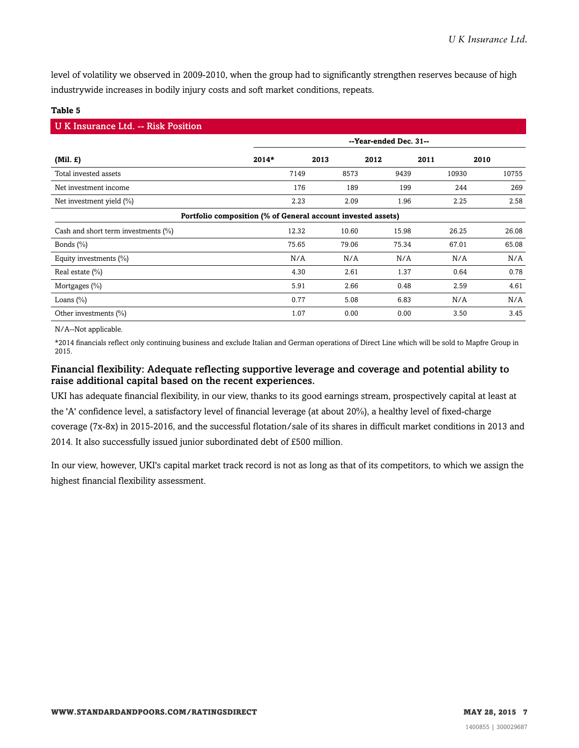level of volatility we observed in 2009-2010, when the group had to significantly strengthen reserves because of high industrywide increases in bodily injury costs and soft market conditions, repeats.

**Table 5**

| U K Insurance Ltd. -- Risk Position | | | | | |
|---|---|---|---|---|---|
| | --Year-ended Dec. 31-- | | | | |
| **(Mil. £)** | **2014*** | **2013** | **2012** | **2011** | **2010** |
| Total invested assets | 7149 | 8573 | 9439 | 10930 | 10755 |
| Net investment income | 176 | 189 | 199 | 244 | 269 |
| Net investment yield (%) | 2.23 | 2.09 | 1.96 | 2.25 | 2.58 |
| **Portfolio composition (% of General account invested assets)** | | | | | |
| Cash and short term investments (%) | 12.32 | 10.60 | 15.98 | 26.25 | 26.08 |
| Bonds (%) | 75.65 | 79.06 | 75.34 | 67.01 | 65.08 |
| Equity investments (%) | N/A | N/A | N/A | N/A | N/A |
| Real estate (%) | 4.30 | 2.61 | 1.37 | 0.64 | 0.78 |
| Mortgages (%) | 5.91 | 2.66 | 0.48 | 2.59 | 4.61 |
| Loans (%) | 0.77 | 5.08 | 6.83 | N/A | N/A |
| Other investments (%) | 1.07 | 0.00 | 0.00 | 3.50 | 3.45 |

N/A--Not applicable.

*2014 financials reflect only continuing business and exclude Italian and German operations of Direct Line which will be sold to Mapfre Group in 2015.

### Financial flexibility: Adequate reflecting supportive leverage and coverage and potential ability to raise additional capital based on the recent experiences.

UKI has adequate financial flexibility, in our view, thanks to its good earnings stream, prospectively capital at least at the 'A' confidence level, a satisfactory level of financial leverage (at about 20%), a healthy level of fixed-charge coverage (7x-8x) in 2015-2016, and the successful flotation/sale of its shares in difficult market conditions in 2013 and 2014. It also successfully issued junior subordinated debt of £500 million.

In our view, however, UKI's capital market track record is not as long as that of its competitors, to which we assign the highest financial flexibility assessment.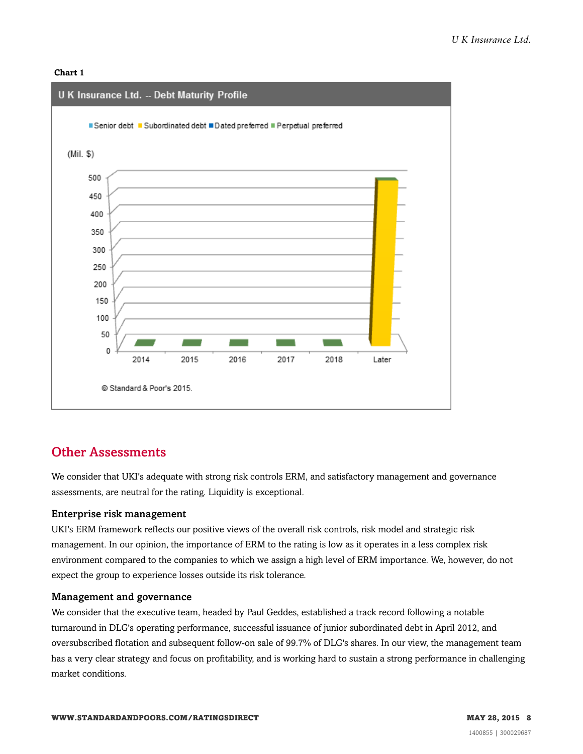**Chart 1**

U K Insurance Ltd. -- Debt Maturity Profile

Senior debt | Subordinated debt | Dated preferred | Perpetual preferred

(Mil. $)

© Standard & Poor's 2015.

## Other Assessments

We consider that UKI's adequate with strong risk controls ERM, and satisfactory management and governance assessments, are neutral for the rating. Liquidity is exceptional.

### Enterprise risk management

UKI's ERM framework reflects our positive views of the overall risk controls, risk model and strategic risk management. In our opinion, the importance of ERM to the rating is low as it operates in a less complex risk environment compared to the companies to which we assign a high level of ERM importance. We, however, do not expect the group to experience losses outside its risk tolerance.

### Management and governance

We consider that the executive team, headed by Paul Geddes, established a track record following a notable turnaround in DLG's operating performance, successful issuance of junior subordinated debt in April 2012, and oversubscribed flotation and subsequent follow-on sale of 99.7% of DLG's shares. In our view, the management team has a very clear strategy and focus on profitability, and is working hard to sustain a strong performance in challenging market conditions.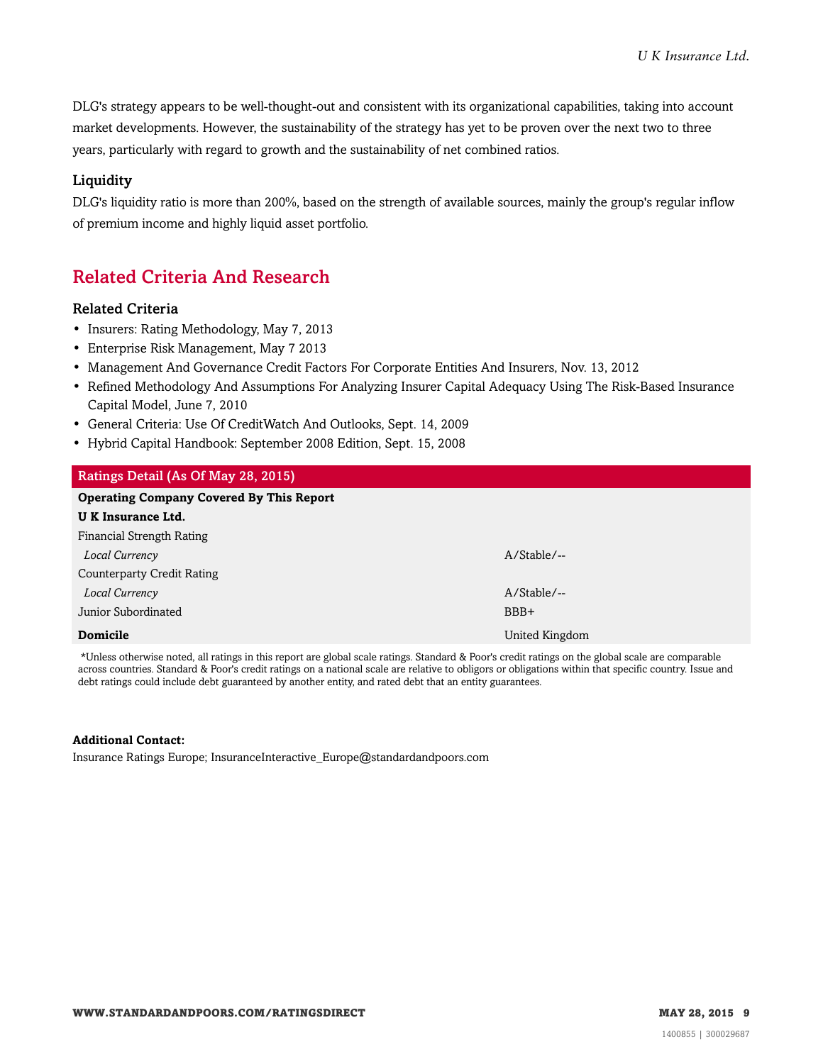DLG's strategy appears to be well-thought-out and consistent with its organizational capabilities, taking into account market developments. However, the sustainability of the strategy has yet to be proven over the next two to three years, particularly with regard to growth and the sustainability of net combined ratios.

### Liquidity

DLG's liquidity ratio is more than 200%, based on the strength of available sources, mainly the group's regular inflow of premium income and highly liquid asset portfolio.

## Related Criteria And Research

### Related Criteria

- Insurers: Rating Methodology, May 7, 2013
- Enterprise Risk Management, May 7 2013
- Management And Governance Credit Factors For Corporate Entities And Insurers, Nov. 13, 2012
- Refined Methodology And Assumptions For Analyzing Insurer Capital Adequacy Using The Risk-Based Insurance Capital Model, June 7, 2010
- General Criteria: Use Of CreditWatch And Outlooks, Sept. 14, 2009
- Hybrid Capital Handbook: September 2008 Edition, Sept. 15, 2008

| Ratings Detail (As Of May 28, 2015) | |
|---|---|
| **Operating Company Covered By This Report** | |
| **U K Insurance Ltd.** | |
| Financial Strength Rating | |
| *Local Currency* | A/Stable/-- |
| Counterparty Credit Rating | |
| *Local Currency* | A/Stable/-- |
| Junior Subordinated | BBB+ |
| **Domicile** | United Kingdom |

*Unless otherwise noted, all ratings in this report are global scale ratings. Standard & Poor's credit ratings on the global scale are comparable across countries. Standard & Poor's credit ratings on a national scale are relative to obligors or obligations within that specific country. Issue and debt ratings could include debt guaranteed by another entity, and rated debt that an entity guarantees.

**Additional Contact:**
Insurance Ratings Europe; InsuranceInteractive_Europe@standardandpoors.com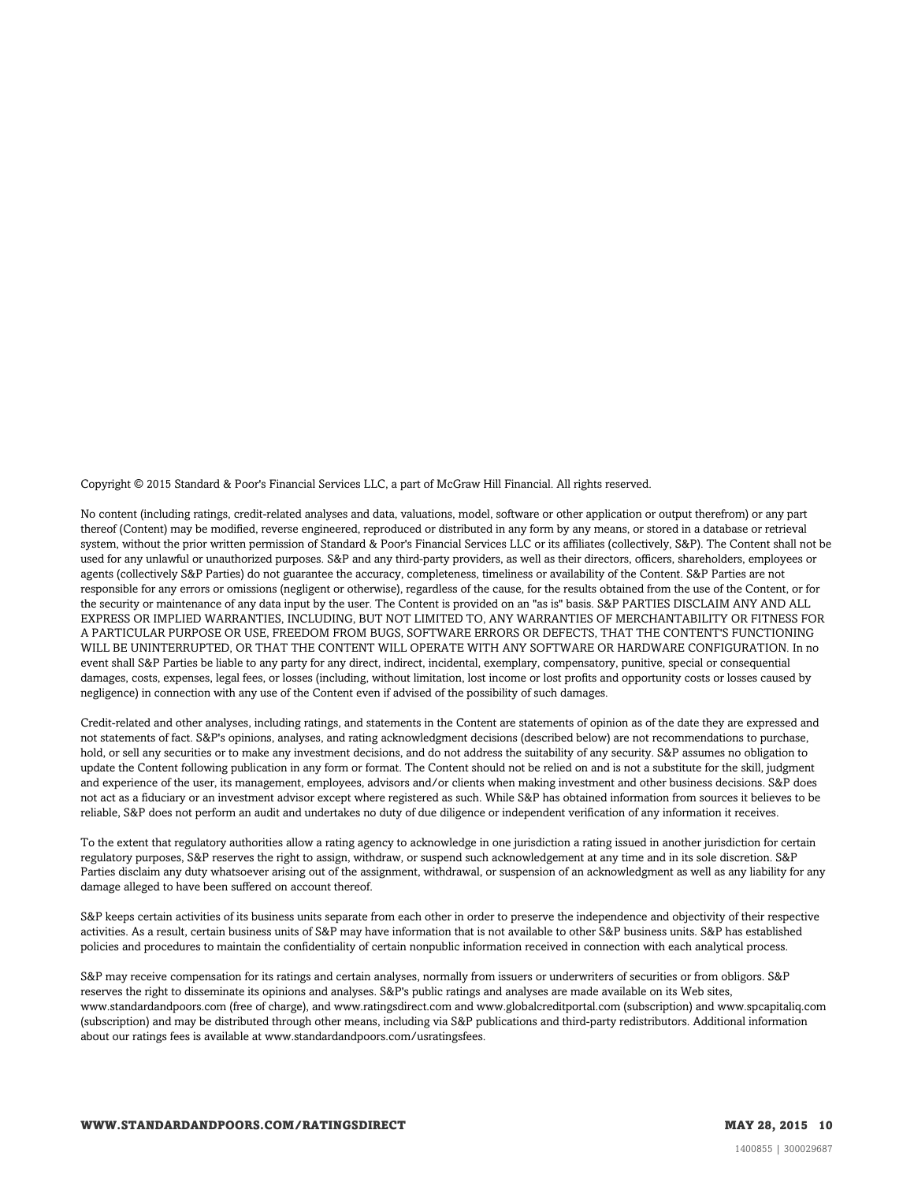Copyright © 2015 Standard & Poor's Financial Services LLC, a part of McGraw Hill Financial. All rights reserved.

No content (including ratings, credit-related analyses and data, valuations, model, software or other application or output therefrom) or any part thereof (Content) may be modified, reverse engineered, reproduced or distributed in any form by any means, or stored in a database or retrieval system, without the prior written permission of Standard & Poor's Financial Services LLC or its affiliates (collectively, S&P). The Content shall not be used for any unlawful or unauthorized purposes. S&P and any third-party providers, as well as their directors, officers, shareholders, employees or agents (collectively S&P Parties) do not guarantee the accuracy, completeness, timeliness or availability of the Content. S&P Parties are not responsible for any errors or omissions (negligent or otherwise), regardless of the cause, for the results obtained from the use of the Content, or for the security or maintenance of any data input by the user. The Content is provided on an "as is" basis. S&P PARTIES DISCLAIM ANY AND ALL EXPRESS OR IMPLIED WARRANTIES, INCLUDING, BUT NOT LIMITED TO, ANY WARRANTIES OF MERCHANTABILITY OR FITNESS FOR A PARTICULAR PURPOSE OR USE, FREEDOM FROM BUGS, SOFTWARE ERRORS OR DEFECTS, THAT THE CONTENT'S FUNCTIONING WILL BE UNINTERRUPTED, OR THAT THE CONTENT WILL OPERATE WITH ANY SOFTWARE OR HARDWARE CONFIGURATION. In no event shall S&P Parties be liable to any party for any direct, indirect, incidental, exemplary, compensatory, punitive, special or consequential damages, costs, expenses, legal fees, or losses (including, without limitation, lost income or lost profits and opportunity costs or losses caused by negligence) in connection with any use of the Content even if advised of the possibility of such damages.

Credit-related and other analyses, including ratings, and statements in the Content are statements of opinion as of the date they are expressed and not statements of fact. S&P's opinions, analyses, and rating acknowledgment decisions (described below) are not recommendations to purchase, hold, or sell any securities or to make any investment decisions, and do not address the suitability of any security. S&P assumes no obligation to update the Content following publication in any form or format. The Content should not be relied on and is not a substitute for the skill, judgment and experience of the user, its management, employees, advisors and/or clients when making investment and other business decisions. S&P does not act as a fiduciary or an investment advisor except where registered as such. While S&P has obtained information from sources it believes to be reliable, S&P does not perform an audit and undertakes no duty of due diligence or independent verification of any information it receives.

To the extent that regulatory authorities allow a rating agency to acknowledge in one jurisdiction a rating issued in another jurisdiction for certain regulatory purposes, S&P reserves the right to assign, withdraw, or suspend such acknowledgement at any time and in its sole discretion. S&P Parties disclaim any duty whatsoever arising out of the assignment, withdrawal, or suspension of an acknowledgment as well as any liability for any damage alleged to have been suffered on account thereof.

S&P keeps certain activities of its business units separate from each other in order to preserve the independence and objectivity of their respective activities. As a result, certain business units of S&P may have information that is not available to other S&P business units. S&P has established policies and procedures to maintain the confidentiality of certain nonpublic information received in connection with each analytical process.

S&P may receive compensation for its ratings and certain analyses, normally from issuers or underwriters of securities or from obligors. S&P reserves the right to disseminate its opinions and analyses. S&P's public ratings and analyses are made available on its Web sites, www.standardandpoors.com (free of charge), and www.ratingsdirect.com and www.globalcreditportal.com (subscription) and www.spcapitaliq.com (subscription) and may be distributed through other means, including via S&P publications and third-party redistributors. Additional information about our ratings fees is available at www.standardandpoors.com/usratingsfees.

1400855 | 300029687